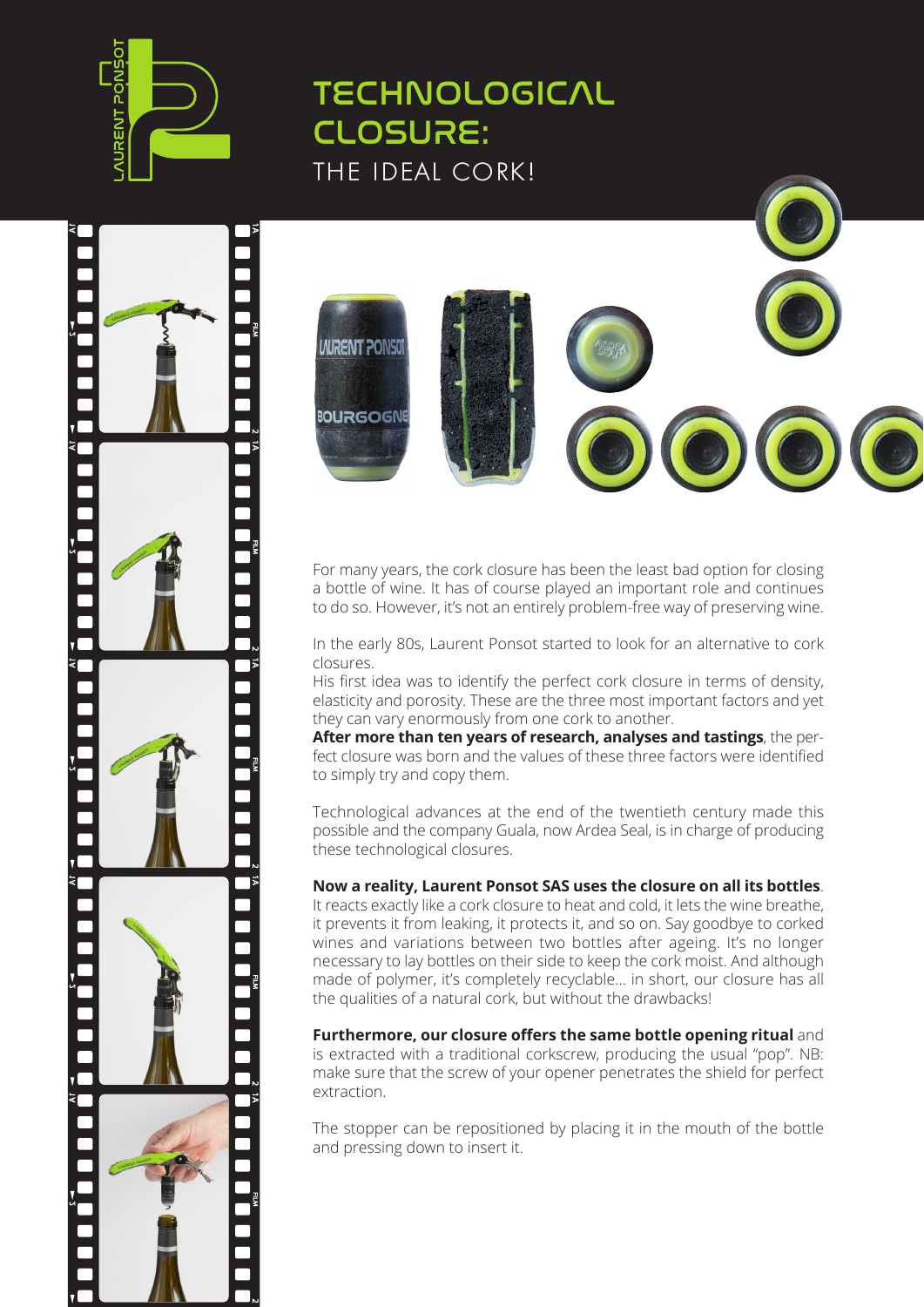# TECHNOLOGICAL CLOSURE:

## THE IDEAL CORK!

For many years, the cork closure has been the least bad option for closing a bottle of wine. It has of course played an important role and continues to do so. However, it's not an entirely problem-free way of preserving wine.

In the early 80s, Laurent Ponsot started to look for an alternative to cork closures.
His first idea was to identify the perfect cork closure in terms of density, elasticity and porosity. These are the three most important factors and yet they can vary enormously from one cork to another.
**After more than ten years of research, analyses and tastings**, the perfect closure was born and the values of these three factors were identified to simply try and copy them.

Technological advances at the end of the twentieth century made this possible and the company Guala, now Ardea Seal, is in charge of producing these technological closures.

**Now a reality, Laurent Ponsot SAS uses the closure on all its bottles**. It reacts exactly like a cork closure to heat and cold, it lets the wine breathe, it prevents it from leaking, it protects it, and so on. Say goodbye to corked wines and variations between two bottles after ageing. It's no longer necessary to lay bottles on their side to keep the cork moist. And although made of polymer, it's completely recyclable... in short, our closure has all the qualities of a natural cork, but without the drawbacks!

**Furthermore, our closure offers the same bottle opening ritual** and is extracted with a traditional corkscrew, producing the usual "pop". NB: make sure that the screw of your opener penetrates the shield for perfect extraction.

The stopper can be repositioned by placing it in the mouth of the bottle and pressing down to insert it.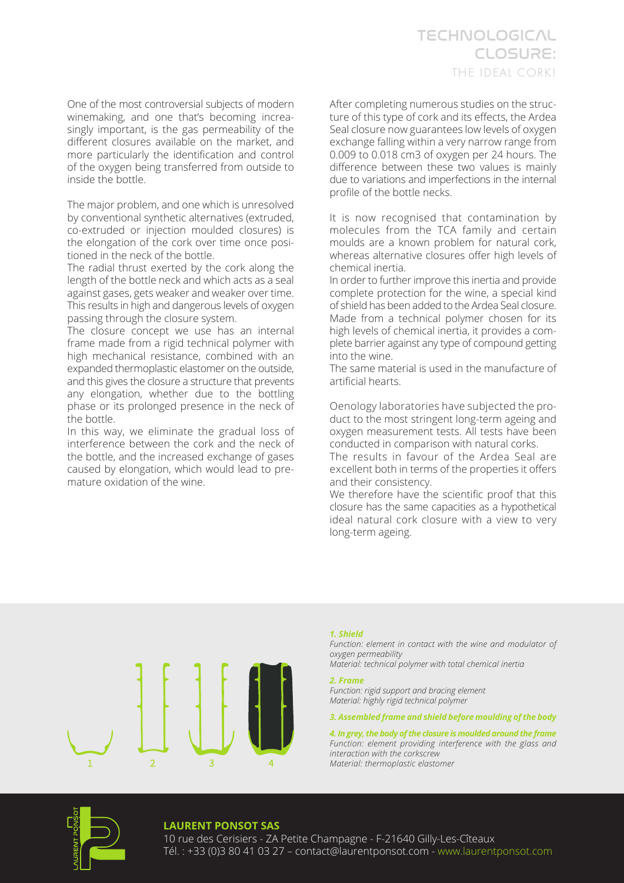# TECHNOLOGICAL CLOSURE:

## THE IDEAL CORK!

One of the most controversial subjects of modern winemaking, and one that's becoming increasingly important, is the gas permeability of the different closures available on the market, and more particularly the identification and control of the oxygen being transferred from outside to inside the bottle.

The major problem, and one which is unresolved by conventional synthetic alternatives (extruded, co-extruded or injection moulded closures) is the elongation of the cork over time once positioned in the neck of the bottle.

The radial thrust exerted by the cork along the length of the bottle neck and which acts as a seal against gases, gets weaker and weaker over time. This results in high and dangerous levels of oxygen passing through the closure system.

The closure concept we use has an internal frame made from a rigid technical polymer with high mechanical resistance, combined with an expanded thermoplastic elastomer on the outside, and this gives the closure a structure that prevents any elongation, whether due to the bottling phase or its prolonged presence in the neck of the bottle.

In this way, we eliminate the gradual loss of interference between the cork and the neck of the bottle, and the increased exchange of gases caused by elongation, which would lead to premature oxidation of the wine.

After completing numerous studies on the structure of this type of cork and its effects, the Ardea Seal closure now guarantees low levels of oxygen exchange falling within a very narrow range from 0.009 to 0.018 cm3 of oxygen per 24 hours. The difference between these two values is mainly due to variations and imperfections in the internal profile of the bottle necks.

It is now recognised that contamination by molecules from the TCA family and certain moulds are a known problem for natural cork, whereas alternative closures offer high levels of chemical inertia.

In order to further improve this inertia and provide complete protection for the wine, a special kind of shield has been added to the Ardea Seal closure. Made from a technical polymer chosen for its high levels of chemical inertia, it provides a complete barrier against any type of compound getting into the wine.

The same material is used in the manufacture of artificial hearts.

Oenology laboratories have subjected the product to the most stringent long-term ageing and oxygen measurement tests. All tests have been conducted in comparison with natural corks.

The results in favour of the Ardea Seal are excellent both in terms of the properties it offers and their consistency.

We therefore have the scientific proof that this closure has the same capacities as a hypothetical ideal natural cork closure with a view to very long-term ageing.

1 2 3 4

***1. Shield***
*Function: element in contact with the wine and modulator of oxygen permeability*
*Material: technical polymer with total chemical inertia*

***2. Frame***
*Function: rigid support and bracing element*
*Material: highly rigid technical polymer*

***3. Assembled frame and shield before moulding of the body***

***4. In grey, the body of the closure is moulded around the frame***
*Function: element providing interference with the glass and interaction with the corkscrew*
*Material: thermoplastic elastomer*

**LAURENT PONSOT SAS**
10 rue des Cerisiers - ZA Petite Champagne - F-21640 Gilly-Les-Cîteaux
Tél. : +33 (0)3 80 41 03 27 – contact@laurentponsot.com - www.laurentponsot.com